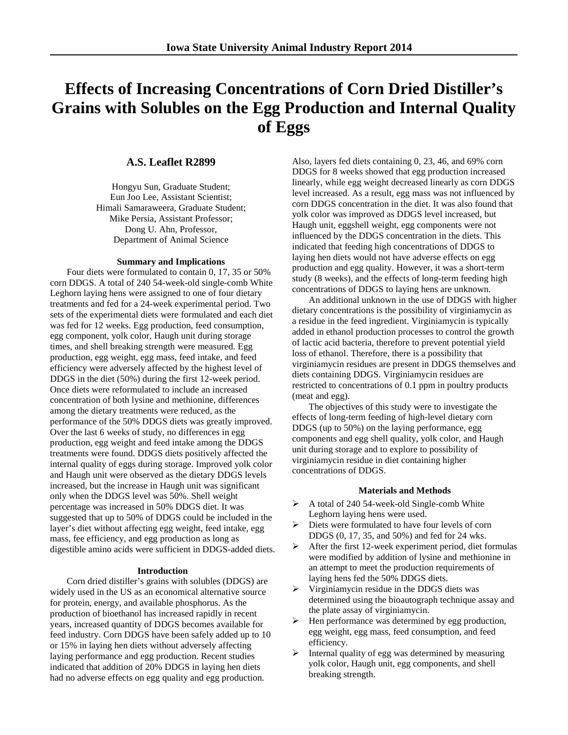# Effects of Increasing Concentrations of Corn Dried Distiller's Grains with Solubles on the Egg Production and Internal Quality of Eggs

## A.S. Leaflet R2899

Hongyu Sun, Graduate Student;
Eun Joo Lee, Assistant Scientist;
Himali Samaraweera, Graduate Student;
Mike Persia, Assistant Professor;
Dong U. Ahn, Professor,
Department of Animal Science

### Summary and Implications

Four diets were formulated to contain 0, 17, 35 or 50% corn DDGS. A total of 240 54-week-old single-comb White Leghorn laying hens were assigned to one of four dietary treatments and fed for a 24-week experimental period. Two sets of the experimental diets were formulated and each diet was fed for 12 weeks. Egg production, feed consumption, egg component, yolk color, Haugh unit during storage times, and shell breaking strength were measured. Egg production, egg weight, egg mass, feed intake, and feed efficiency were adversely affected by the highest level of DDGS in the diet (50%) during the first 12-week period. Once diets were reformulated to include an increased concentration of both lysine and methionine, differences among the dietary treatments were reduced, as the performance of the 50% DDGS diets was greatly improved. Over the last 6 weeks of study, no differences in egg production, egg weight and feed intake among the DDGS treatments were found. DDGS diets positively affected the internal quality of eggs during storage. Improved yolk color and Haugh unit were observed as the dietary DDGS levels increased, but the increase in Haugh unit was significant only when the DDGS level was 50%. Shell weight percentage was increased in 50% DDGS diet. It was suggested that up to 50% of DDGS could be included in the layer's diet without affecting egg weight, feed intake, egg mass, fee efficiency, and egg production as long as digestible amino acids were sufficient in DDGS-added diets.

### Introduction

Corn dried distiller's grains with solubles (DDGS) are widely used in the US as an economical alternative source for protein, energy, and available phosphorus. As the production of bioethanol has increased rapidly in recent years, increased quantity of DDGS becomes available for feed industry. Corn DDGS have been safely added up to 10 or 15% in laying hen diets without adversely affecting laying performance and egg production. Recent studies indicated that addition of 20% DDGS in laying hen diets had no adverse effects on egg quality and egg production. Also, layers fed diets containing 0, 23, 46, and 69% corn DDGS for 8 weeks showed that egg production increased linearly, while egg weight decreased linearly as corn DDGS level increased. As a result, egg mass was not influenced by corn DDGS concentration in the diet. It was also found that yolk color was improved as DDGS level increased, but Haugh unit, eggshell weight, egg components were not influenced by the DDGS concentration in the diets. This indicated that feeding high concentrations of DDGS to laying hen diets would not have adverse effects on egg production and egg quality. However, it was a short-term study (8 weeks), and the effects of long-term feeding high concentrations of DDGS to laying hens are unknown.

An additional unknown in the use of DDGS with higher dietary concentrations is the possibility of virginiamycin as a residue in the feed ingredient. Virginiamycin is typically added in ethanol production processes to control the growth of lactic acid bacteria, therefore to prevent potential yield loss of ethanol. Therefore, there is a possibility that virginiamycin residues are present in DDGS themselves and diets containing DDGS. Virginiamycin residues are restricted to concentrations of 0.1 ppm in poultry products (meat and egg).

The objectives of this study were to investigate the effects of long-term feeding of high-level dietary corn DDGS (up to 50%) on the laying performance, egg components and egg shell quality, yolk color, and Haugh unit during storage and to explore to possibility of virginiamycin residue in diet containing higher concentrations of DDGS.

### Materials and Methods

- A total of 240 54-week-old Single-comb White Leghorn laying hens were used.
- Diets were formulated to have four levels of corn DDGS (0, 17, 35, and 50%) and fed for 24 wks.
- After the first 12-week experiment period, diet formulas were modified by addition of lysine and methionine in an attempt to meet the production requirements of laying hens fed the 50% DDGS diets.
- Virginiamycin residue in the DDGS diets was determined using the bioautograph technique assay and the plate assay of virginiamycin.
- Hen performance was determined by egg production, egg weight, egg mass, feed consumption, and feed efficiency.
- Internal quality of egg was determined by measuring yolk color, Haugh unit, egg components, and shell breaking strength.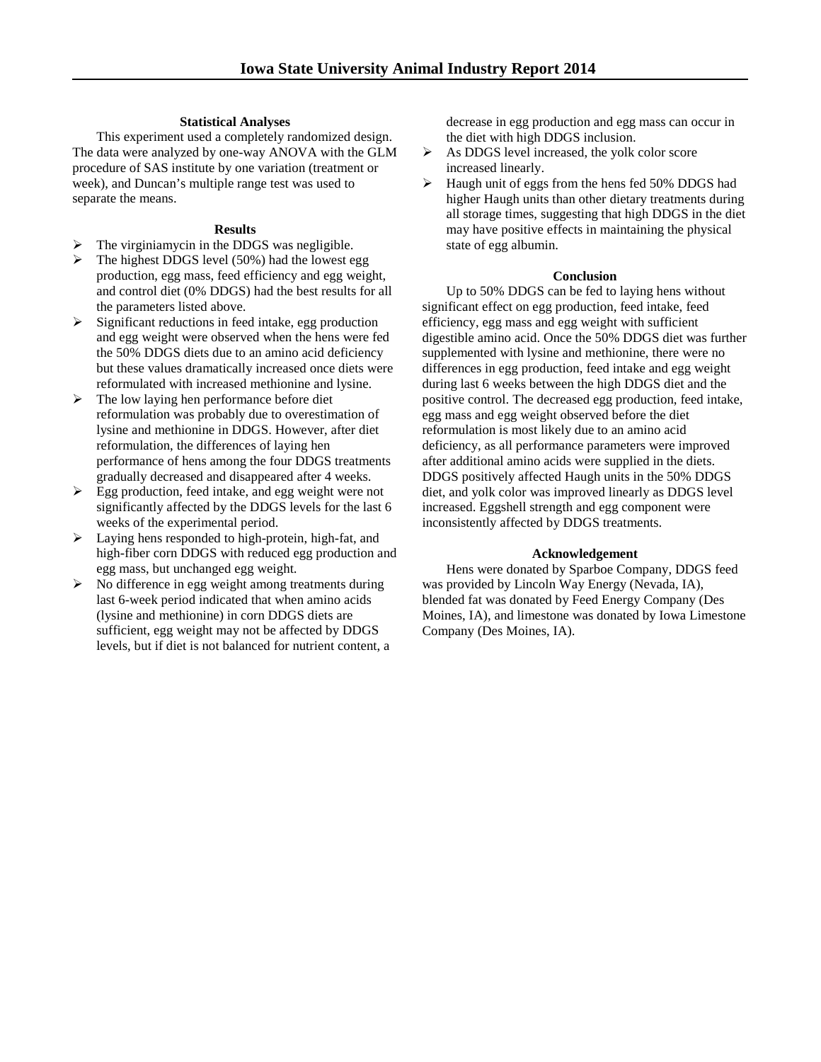### Statistical Analyses

This experiment used a completely randomized design. The data were analyzed by one-way ANOVA with the GLM procedure of SAS institute by one variation (treatment or week), and Duncan's multiple range test was used to separate the means.

### Results

- The virginiamycin in the DDGS was negligible.
- The highest DDGS level (50%) had the lowest egg production, egg mass, feed efficiency and egg weight, and control diet (0% DDGS) had the best results for all the parameters listed above.
- Significant reductions in feed intake, egg production and egg weight were observed when the hens were fed the 50% DDGS diets due to an amino acid deficiency but these values dramatically increased once diets were reformulated with increased methionine and lysine.
- The low laying hen performance before diet reformulation was probably due to overestimation of lysine and methionine in DDGS. However, after diet reformulation, the differences of laying hen performance of hens among the four DDGS treatments gradually decreased and disappeared after 4 weeks.
- Egg production, feed intake, and egg weight were not significantly affected by the DDGS levels for the last 6 weeks of the experimental period.
- Laying hens responded to high-protein, high-fat, and high-fiber corn DDGS with reduced egg production and egg mass, but unchanged egg weight.
- No difference in egg weight among treatments during last 6-week period indicated that when amino acids (lysine and methionine) in corn DDGS diets are sufficient, egg weight may not be affected by DDGS levels, but if diet is not balanced for nutrient content, a decrease in egg production and egg mass can occur in the diet with high DDGS inclusion.
- As DDGS level increased, the yolk color score increased linearly.
- Haugh unit of eggs from the hens fed 50% DDGS had higher Haugh units than other dietary treatments during all storage times, suggesting that high DDGS in the diet may have positive effects in maintaining the physical state of egg albumin.

### Conclusion

Up to 50% DDGS can be fed to laying hens without significant effect on egg production, feed intake, feed efficiency, egg mass and egg weight with sufficient digestible amino acid. Once the 50% DDGS diet was further supplemented with lysine and methionine, there were no differences in egg production, feed intake and egg weight during last 6 weeks between the high DDGS diet and the positive control. The decreased egg production, feed intake, egg mass and egg weight observed before the diet reformulation is most likely due to an amino acid deficiency, as all performance parameters were improved after additional amino acids were supplied in the diets. DDGS positively affected Haugh units in the 50% DDGS diet, and yolk color was improved linearly as DDGS level increased. Eggshell strength and egg component were inconsistently affected by DDGS treatments.

### Acknowledgement

Hens were donated by Sparboe Company, DDGS feed was provided by Lincoln Way Energy (Nevada, IA), blended fat was donated by Feed Energy Company (Des Moines, IA), and limestone was donated by Iowa Limestone Company (Des Moines, IA).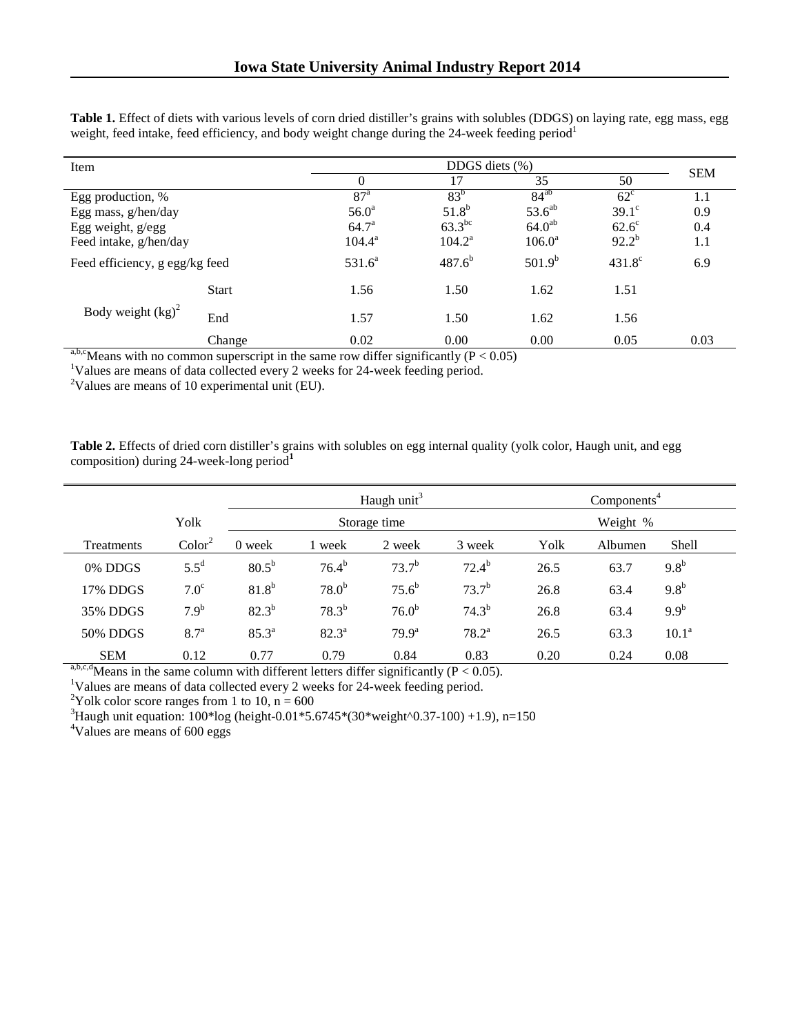**Table 1.** Effect of diets with various levels of corn dried distiller's grains with solubles (DDGS) on laying rate, egg mass, egg weight, feed intake, feed efficiency, and body weight change during the 24-week feeding period[1]

| Item | | DDGS diets (%) | | | | SEM |
|---|---|---|---|---|---|---|
| | | 0 | 17 | 35 | 50 | |
| Egg production, % | | $87^{a}$ | $83^{b}$ | $84^{ab}$ | $62^{c}$ | 1.1 |
| Egg mass, g/hen/day | | $56.0^{a}$ | $51.8^{b}$ | $53.6^{ab}$ | $39.1^{c}$ | 0.9 |
| Egg weight, g/egg | | $64.7^{a}$ | $63.3^{bc}$ | $64.0^{ab}$ | $62.6^{c}$ | 0.4 |
| Feed intake, g/hen/day | | $104.4^{a}$ | $104.2^{a}$ | $106.0^{a}$ | $92.2^{b}$ | 1.1 |
| Feed efficiency, g egg/kg feed | | $531.6^{a}$ | $487.6^{b}$ | $501.9^{b}$ | $431.8^{c}$ | 6.9 |
| Body weight (kg)[2] | Start | 1.56 | 1.50 | 1.62 | 1.51 | |
| | End | 1.57 | 1.50 | 1.62 | 1.56 | |
| | Change | 0.02 | 0.00 | 0.00 | 0.05 | 0.03 |

[a,b,c]Means with no common superscript in the same row differ significantly ($P < 0.05$)
[1]Values are means of data collected every 2 weeks for 24-week feeding period.
[2]Values are means of 10 experimental unit (EU).

**Table 2.** Effects of dried corn distiller's grains with solubles on egg internal quality (yolk color, Haugh unit, and egg composition) during 24-week-long period[1]

| | | Haugh unit[3] | | | | Components[4] | | |
|---|---|---|---|---|---|---|---|---|
| | Yolk | Storage time | | | | Weight % | | |
| Treatments | Color[2] | 0 week | 1 week | 2 week | 3 week | Yolk | Albumen | Shell |
| 0% DDGS | $5.5^{d}$ | $80.5^{b}$ | $76.4^{b}$ | $73.7^{b}$ | $72.4^{b}$ | 26.5 | 63.7 | $9.8^{b}$ |
| 17% DDGS | $7.0^{c}$ | $81.8^{b}$ | $78.0^{b}$ | $75.6^{b}$ | $73.7^{b}$ | 26.8 | 63.4 | $9.8^{b}$ |
| 35% DDGS | $7.9^{b}$ | $82.3^{b}$ | $78.3^{b}$ | $76.0^{b}$ | $74.3^{b}$ | 26.8 | 63.4 | $9.9^{b}$ |
| 50% DDGS | $8.7^{a}$ | $85.3^{a}$ | $82.3^{a}$ | $79.9^{a}$ | $78.2^{a}$ | 26.5 | 63.3 | $10.1^{a}$ |
| SEM | 0.12 | 0.77 | 0.79 | 0.84 | 0.83 | 0.20 | 0.24 | 0.08 |

[a,b,c,d]Means in the same column with different letters differ significantly ($P < 0.05$).
[1]Values are means of data collected every 2 weeks for 24-week feeding period.
[2]Yolk color score ranges from 1 to 10, $n = 600$
[3]Haugh unit equation: 100*log (height-0.01*5.6745*(30*weight^0.37-100) +1.9), n=150
[4]Values are means of 600 eggs